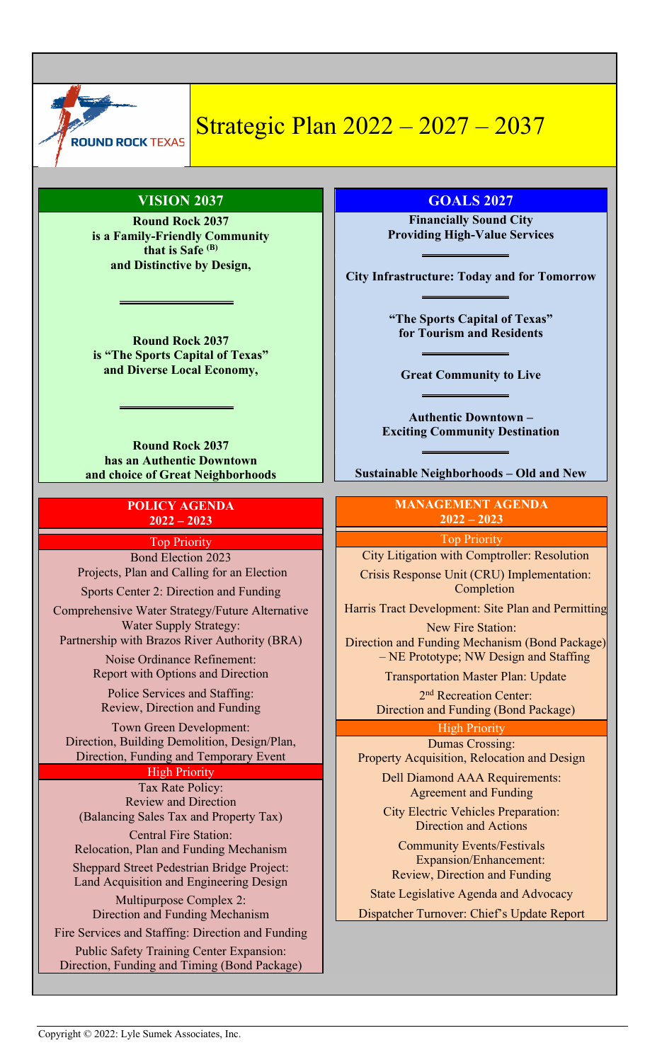# Strategic Plan 2022 – 2027 – 2037

ROUND ROCK TEXAS

## VISION 2037

**Round Rock 2037 is a Family-Friendly Community that is Safe [B] and Distinctive by Design,**

**Round Rock 2037 is "The Sports Capital of Texas" and Diverse Local Economy,**

**Round Rock 2037 has an Authentic Downtown and choice of Great Neighborhoods**

## GOALS 2027

**Financially Sound City Providing High-Value Services**

**City Infrastructure: Today and for Tomorrow**

**"The Sports Capital of Texas" for Tourism and Residents**

**Great Community to Live**

**Authentic Downtown – Exciting Community Destination**

**Sustainable Neighborhoods – Old and New**

## POLICY AGENDA 2022 – 2023

### Top Priority

- Bond Election 2023 Projects, Plan and Calling for an Election
- Sports Center 2: Direction and Funding
- Comprehensive Water Strategy/Future Alternative Water Supply Strategy: Partnership with Brazos River Authority (BRA)
- Noise Ordinance Refinement: Report with Options and Direction
- Police Services and Staffing: Review, Direction and Funding
- Town Green Development: Direction, Building Demolition, Design/Plan, Direction, Funding and Temporary Event

### High Priority

- Tax Rate Policy: Review and Direction (Balancing Sales Tax and Property Tax)
- Central Fire Station: Relocation, Plan and Funding Mechanism
- Sheppard Street Pedestrian Bridge Project: Land Acquisition and Engineering Design
- Multipurpose Complex 2: Direction and Funding Mechanism
- Fire Services and Staffing: Direction and Funding
- Public Safety Training Center Expansion: Direction, Funding and Timing (Bond Package)

## MANAGEMENT AGENDA 2022 – 2023

### Top Priority

- City Litigation with Comptroller: Resolution
- Crisis Response Unit (CRU) Implementation: Completion
- Harris Tract Development: Site Plan and Permitting
- New Fire Station: Direction and Funding Mechanism (Bond Package) – NE Prototype; NW Design and Staffing
- Transportation Master Plan: Update
- 2nd Recreation Center: Direction and Funding (Bond Package)

### High Priority

- Dumas Crossing: Property Acquisition, Relocation and Design
- Dell Diamond AAA Requirements: Agreement and Funding
- City Electric Vehicles Preparation: Direction and Actions
- Community Events/Festivals Expansion/Enhancement: Review, Direction and Funding
- State Legislative Agenda and Advocacy
- Dispatcher Turnover: Chief's Update Report

Copyright © 2022: Lyle Sumek Associates, Inc.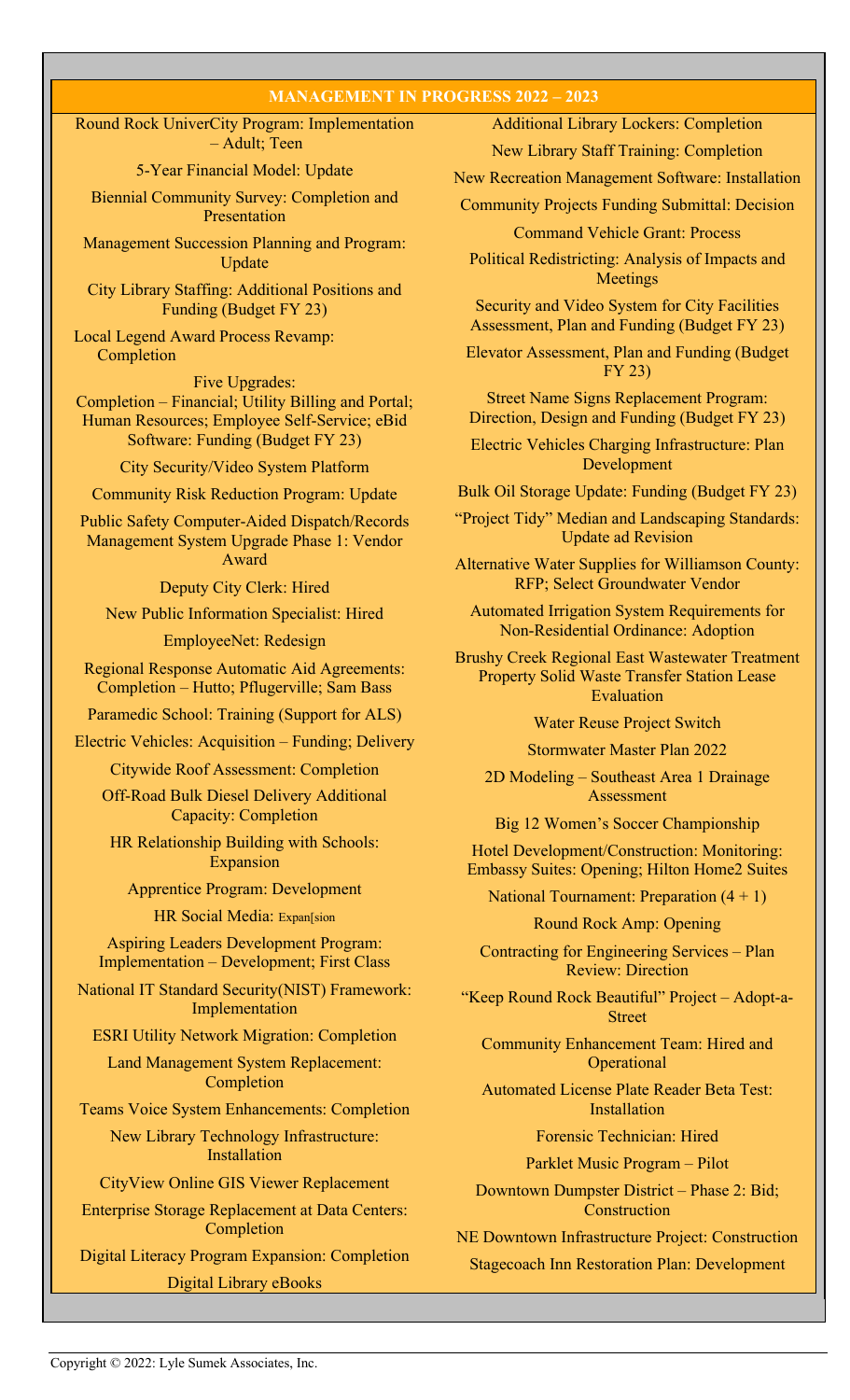## MANAGEMENT IN PROGRESS 2022 – 2023

Round Rock UniverCity Program: Implementation – Adult; Teen

5-Year Financial Model: Update

Biennial Community Survey: Completion and Presentation

Management Succession Planning and Program: Update

City Library Staffing: Additional Positions and Funding (Budget FY 23)

Local Legend Award Process Revamp: Completion

Five Upgrades:
Completion – Financial; Utility Billing and Portal; Human Resources; Employee Self-Service; eBid Software: Funding (Budget FY 23)

City Security/Video System Platform

Community Risk Reduction Program: Update

Public Safety Computer-Aided Dispatch/Records Management System Upgrade Phase 1: Vendor Award

Deputy City Clerk: Hired

New Public Information Specialist: Hired

EmployeeNet: Redesign

Regional Response Automatic Aid Agreements: Completion – Hutto; Pflugerville; Sam Bass

Paramedic School: Training (Support for ALS)

Electric Vehicles: Acquisition – Funding; Delivery

Citywide Roof Assessment: Completion

Off-Road Bulk Diesel Delivery Additional Capacity: Completion

HR Relationship Building with Schools: Expansion

Apprentice Program: Development

HR Social Media: Expan[sion

Aspiring Leaders Development Program: Implementation – Development; First Class

National IT Standard Security(NIST) Framework: Implementation

ESRI Utility Network Migration: Completion

Land Management System Replacement: Completion

Teams Voice System Enhancements: Completion

New Library Technology Infrastructure: Installation

CityView Online GIS Viewer Replacement

Enterprise Storage Replacement at Data Centers: Completion

Digital Literacy Program Expansion: Completion

Digital Library eBooks

Additional Library Lockers: Completion

New Library Staff Training: Completion

New Recreation Management Software: Installation

Community Projects Funding Submittal: Decision

Command Vehicle Grant: Process

Political Redistricting: Analysis of Impacts and Meetings

Security and Video System for City Facilities Assessment, Plan and Funding (Budget FY 23)

Elevator Assessment, Plan and Funding (Budget FY 23)

Street Name Signs Replacement Program: Direction, Design and Funding (Budget FY 23)

Electric Vehicles Charging Infrastructure: Plan Development

Bulk Oil Storage Update: Funding (Budget FY 23)

"Project Tidy" Median and Landscaping Standards: Update ad Revision

Alternative Water Supplies for Williamson County: RFP; Select Groundwater Vendor

Automated Irrigation System Requirements for Non-Residential Ordinance: Adoption

Brushy Creek Regional East Wastewater Treatment Property Solid Waste Transfer Station Lease Evaluation

Water Reuse Project Switch

Stormwater Master Plan 2022

2D Modeling – Southeast Area 1 Drainage Assessment

Big 12 Women's Soccer Championship

Hotel Development/Construction: Monitoring: Embassy Suites: Opening; Hilton Home2 Suites

National Tournament: Preparation (4 + 1)

Round Rock Amp: Opening

Contracting for Engineering Services – Plan Review: Direction

"Keep Round Rock Beautiful" Project – Adopt-a-Street

Community Enhancement Team: Hired and Operational

Automated License Plate Reader Beta Test: Installation

Forensic Technician: Hired

Parklet Music Program – Pilot

Downtown Dumpster District – Phase 2: Bid; Construction

NE Downtown Infrastructure Project: Construction

Stagecoach Inn Restoration Plan: Development

Copyright © 2022: Lyle Sumek Associates, Inc.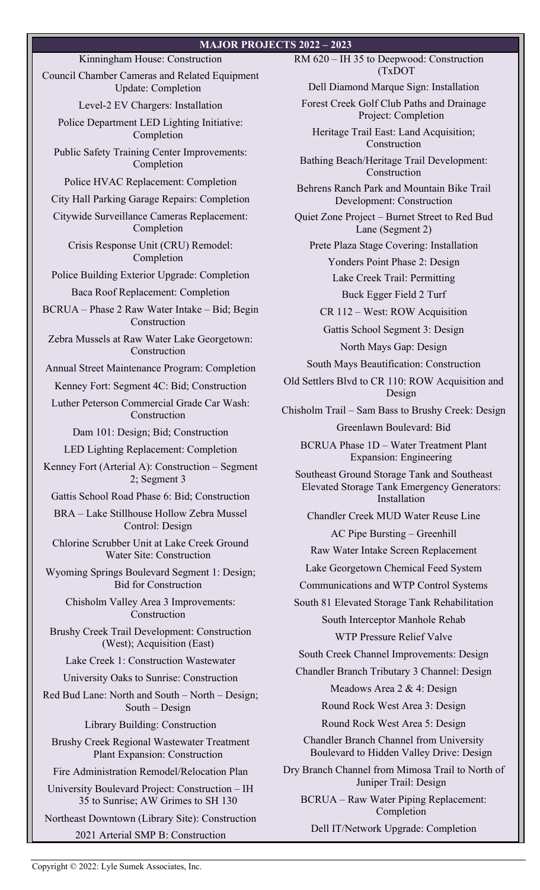## MAJOR PROJECTS 2022 – 2023

Kinningham House: Construction

Council Chamber Cameras and Related Equipment Update: Completion

Level-2 EV Chargers: Installation

Police Department LED Lighting Initiative: Completion

Public Safety Training Center Improvements: Completion

Police HVAC Replacement: Completion

City Hall Parking Garage Repairs: Completion

Citywide Surveillance Cameras Replacement: Completion

Crisis Response Unit (CRU) Remodel: Completion

Police Building Exterior Upgrade: Completion

Baca Roof Replacement: Completion

BCRUA – Phase 2 Raw Water Intake – Bid; Begin Construction

Zebra Mussels at Raw Water Lake Georgetown: Construction

Annual Street Maintenance Program: Completion

Kenney Fort: Segment 4C: Bid; Construction

Luther Peterson Commercial Grade Car Wash: Construction

Dam 101: Design; Bid; Construction

LED Lighting Replacement: Completion

Kenney Fort (Arterial A): Construction – Segment 2; Segment 3

Gattis School Road Phase 6: Bid; Construction

BRA – Lake Stillhouse Hollow Zebra Mussel Control: Design

Chlorine Scrubber Unit at Lake Creek Ground Water Site: Construction

Wyoming Springs Boulevard Segment 1: Design; Bid for Construction

Chisholm Valley Area 3 Improvements: Construction

Brushy Creek Trail Development: Construction (West); Acquisition (East)

Lake Creek 1: Construction Wastewater

University Oaks to Sunrise: Construction

Red Bud Lane: North and South – North – Design; South – Design

Library Building: Construction

Brushy Creek Regional Wastewater Treatment Plant Expansion: Construction

Fire Administration Remodel/Relocation Plan

University Boulevard Project: Construction – IH 35 to Sunrise; AW Grimes to SH 130

Northeast Downtown (Library Site): Construction

2021 Arterial SMP B: Construction

RM 620 – IH 35 to Deepwood: Construction (TxDOT

Dell Diamond Marque Sign: Installation

Forest Creek Golf Club Paths and Drainage Project: Completion

Heritage Trail East: Land Acquisition; Construction

Bathing Beach/Heritage Trail Development: Construction

Behrens Ranch Park and Mountain Bike Trail Development: Construction

Quiet Zone Project – Burnet Street to Red Bud Lane (Segment 2)

Prete Plaza Stage Covering: Installation

Yonders Point Phase 2: Design

Lake Creek Trail: Permitting

Buck Egger Field 2 Turf

CR 112 – West: ROW Acquisition

Gattis School Segment 3: Design

North Mays Gap: Design

South Mays Beautification: Construction

Old Settlers Blvd to CR 110: ROW Acquisition and Design

Chisholm Trail – Sam Bass to Brushy Creek: Design

Greenlawn Boulevard: Bid

BCRUA Phase 1D – Water Treatment Plant Expansion: Engineering

Southeast Ground Storage Tank and Southeast Elevated Storage Tank Emergency Generators: Installation

Chandler Creek MUD Water Reuse Line

AC Pipe Bursting – Greenhill

Raw Water Intake Screen Replacement

Lake Georgetown Chemical Feed System

Communications and WTP Control Systems

South 81 Elevated Storage Tank Rehabilitation

South Interceptor Manhole Rehab

WTP Pressure Relief Valve

South Creek Channel Improvements: Design

Chandler Branch Tributary 3 Channel: Design

Meadows Area 2 & 4: Design

Round Rock West Area 3: Design

Round Rock West Area 5: Design

Chandler Branch Channel from University Boulevard to Hidden Valley Drive: Design

Dry Branch Channel from Mimosa Trail to North of Juniper Trail: Design

BCRUA – Raw Water Piping Replacement: Completion

Dell IT/Network Upgrade: Completion

Copyright © 2022: Lyle Sumek Associates, Inc.